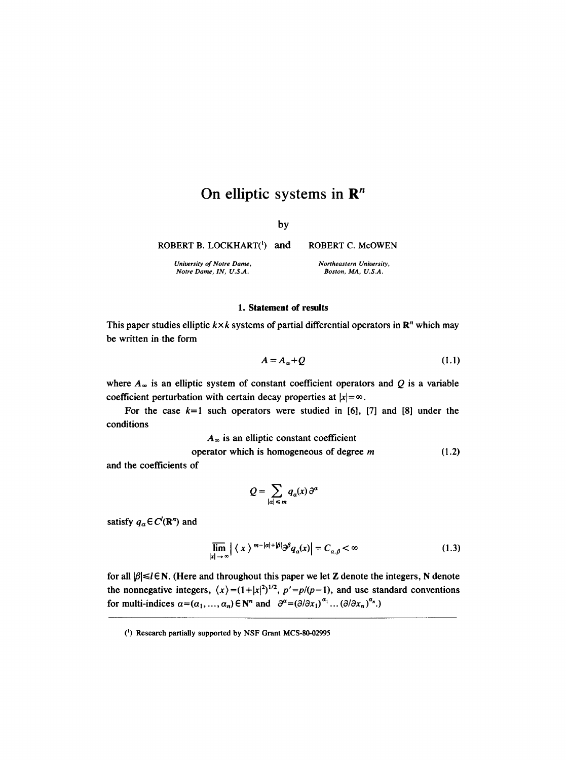# On elliptic systems in $\mathbf{R}^n$

by

ROBERT B. LOCKHART[1] and ROBERT C. McOWEN

*University of Notre Dame, Notre Dame, IN, U.S.A.*

*Northeastern University, Boston, MA, U.S.A.*

## 1. Statement of results

This paper studies elliptic $k \times k$ systems of partial differential operators in $\mathbf{R}^n$ which may be written in the form

$$A = A_\infty + Q \tag{1.1}$$

where $A_\infty$ is an elliptic system of constant coefficient operators and $Q$ is a variable coefficient perturbation with certain decay properties at $|x| = \infty$.

For the case $k=1$ such operators were studied in [6], [7] and [8] under the conditions

$$\begin{gathered} A_\infty \text{ is an elliptic constant coefficient} \\ \text{operator which is homogeneous of degree } m \end{gathered} \tag{1.2}$$

and the coefficients of

$$Q = \sum_{|\alpha| \leqslant m} q_\alpha(x)\, \partial^\alpha$$

satisfy $q_\alpha \in C^l(\mathbf{R}^n)$ and

$$\varlimsup_{|x| \to \infty} \left| \langle x \rangle^{m - |\alpha| + |\beta|} \partial^\beta q_\alpha(x) \right| = C_{\alpha,\beta} < \infty \tag{1.3}$$

for all $|\beta| \leqslant l \in \mathbf{N}$. (Here and throughout this paper we let $\mathbf{Z}$ denote the integers, $\mathbf{N}$ denote the nonnegative integers, $\langle x \rangle = (1+|x|^2)^{1/2}$, $p' = p/(p-1)$, and use standard conventions for multi-indices $\alpha = (\alpha_1, \ldots, \alpha_n) \in \mathbf{N}^n$ and $\partial^\alpha = (\partial/\partial x_1)^{\alpha_1} \ldots (\partial/\partial x_n)^{\alpha_n}$.)

---

[1] Research partially supported by NSF Grant MCS-80-02995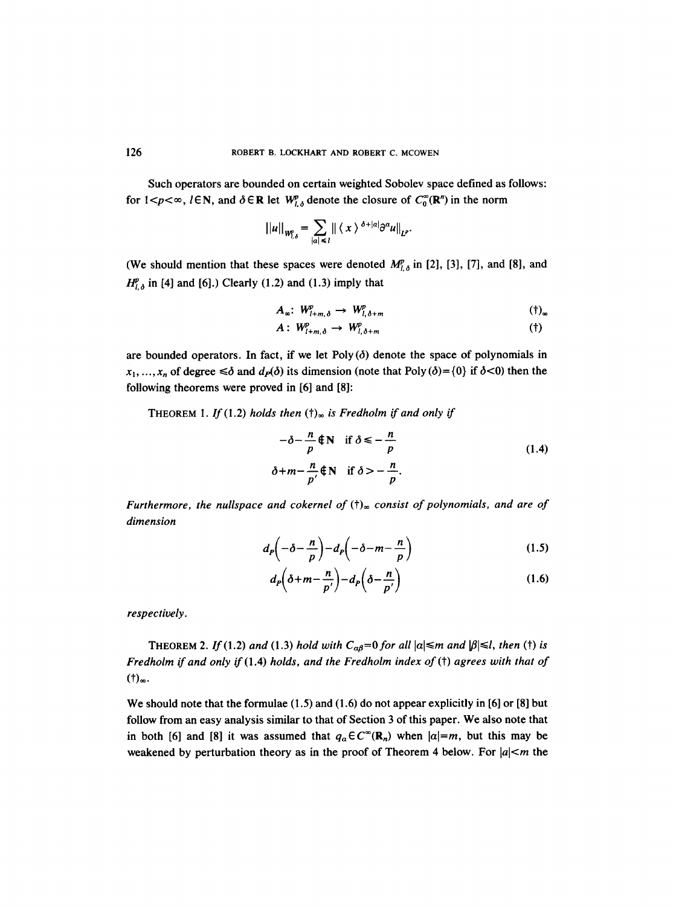Such operators are bounded on certain weighted Sobolev space defined as follows: for $1<p<\infty$, $l \in \mathbf{N}$, and $\delta \in \mathbf{R}$ let $W^p_{l,\delta}$ denote the closure of $C_0^\infty(\mathbf{R}^n)$ in the norm

$$\|u\|_{W^p_{l,\delta}} = \sum_{|\alpha| \leq l} \| \langle x \rangle^{\delta+|\alpha|} \partial^\alpha u \|_{L^p}.$$

(We should mention that these spaces were denoted $M^p_{l,\delta}$ in [2], [3], [7], and [8], and $H^p_{l,\delta}$ in [4] and [6].) Clearly (1.2) and (1.3) imply that

$$A_\infty \colon W^p_{l+m,\delta} \to W^p_{l,\delta+m} \qquad (\dagger)_\infty$$

$$A \colon W^p_{l+m,\delta} \to W^p_{l,\delta+m} \qquad (\dagger)$$

are bounded operators. In fact, if we let Poly$(\delta)$ denote the space of polynomials in $x_1, \ldots, x_n$ of degree $\leq \delta$ and $d_P(\delta)$ its dimension (note that Poly$(\delta)=\{0\}$ if $\delta<0$) then the following theorems were proved in [6] and [8]:

THEOREM 1. *If* (1.2) *holds then* $(\dagger)_\infty$ *is Fredholm if and only if*

$$\begin{aligned} -\delta - \frac{n}{p} \notin \mathbf{N} \quad & \text{if } \delta \leq -\frac{n}{p} \\ \delta + m - \frac{n}{p'} \notin \mathbf{N} \quad & \text{if } \delta > -\frac{n}{p}. \end{aligned} \tag{1.4}$$

*Furthermore, the nullspace and cokernel of* $(\dagger)_\infty$ *consist of polynomials, and are of dimension*

$$d_P\left(-\delta - \frac{n}{p}\right) - d_P\left(-\delta - m - \frac{n}{p}\right) \tag{1.5}$$

$$d_P\left(\delta + m - \frac{n}{p'}\right) - d_P\left(\delta - \frac{n}{p'}\right) \tag{1.6}$$

*respectively.*

THEOREM 2. *If* (1.2) *and* (1.3) *hold with* $C_{\alpha\beta}=0$ *for all* $|\alpha| \leq m$ *and* $|\beta| \leq l$, *then* $(\dagger)$ *is Fredholm if and only if* (1.4) *holds, and the Fredholm index of* $(\dagger)$ *agrees with that of* $(\dagger)_\infty$.

We should note that the formulae (1.5) and (1.6) do not appear explicitly in [6] or [8] but follow from an easy analysis similar to that of Section 3 of this paper. We also note that in both [6] and [8] it was assumed that $q_\alpha \in C^\infty(\mathbf{R}_n)$ when $|\alpha|=m$, but this may be weakened by perturbation theory as in the proof of Theorem 4 below. For $|\alpha|<m$ the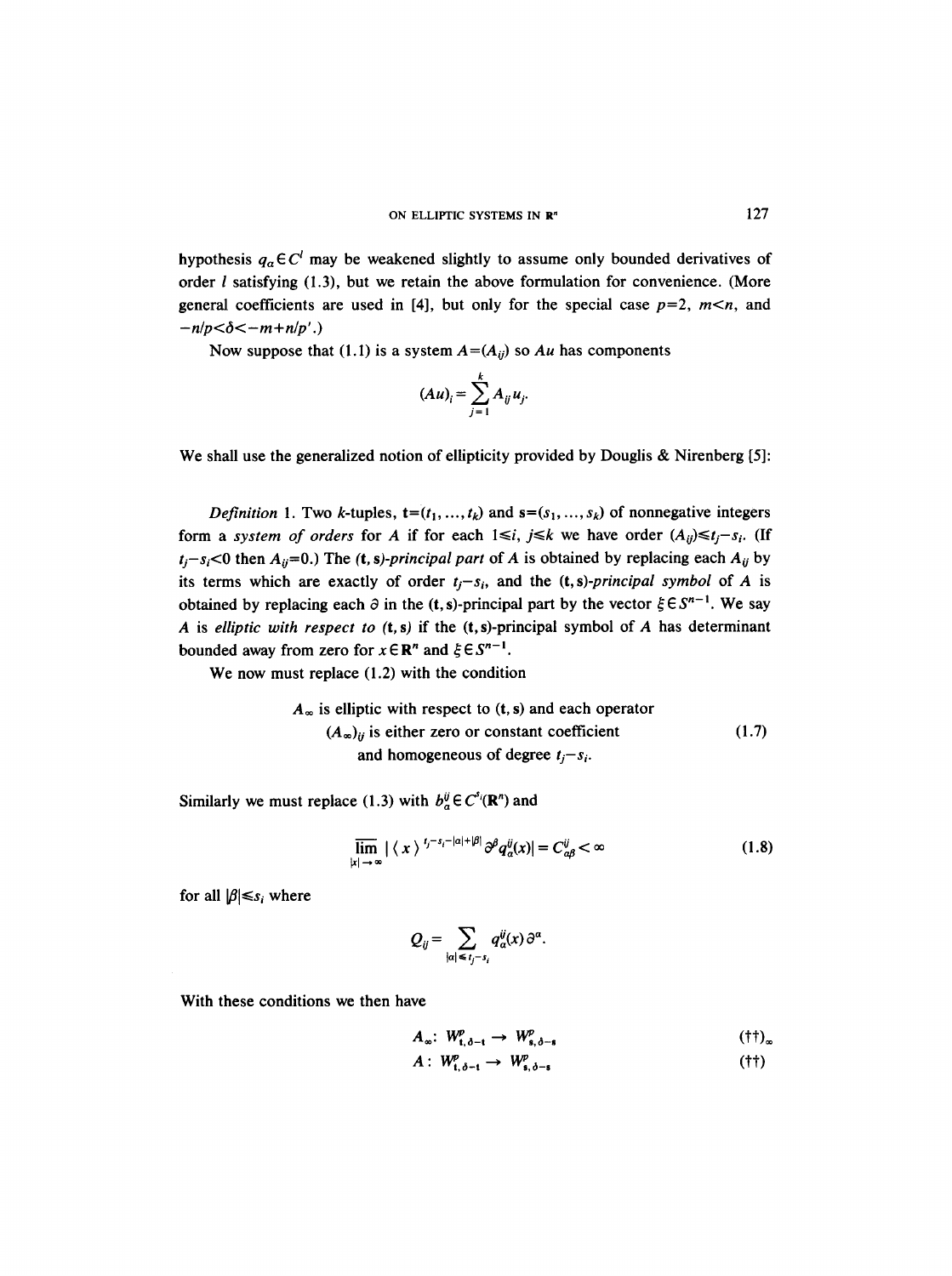hypothesis $q_\alpha \in C^l$ may be weakened slightly to assume only bounded derivatives of order $l$ satisfying (1.3), but we retain the above formulation for convenience. (More general coefficients are used in [4], but only for the special case $p=2$, $m<n$, and $-n/p<\delta<-m+n/p'$.)

Now suppose that (1.1) is a system $A=(A_{ij})$ so $Au$ has components

$$(Au)_i = \sum_{j=1}^{k} A_{ij} u_j.$$

We shall use the generalized notion of ellipticity provided by Douglis & Nirenberg [5]:

*Definition* 1. Two $k$-tuples, $\mathbf{t}=(t_1, \ldots, t_k)$ and $\mathbf{s}=(s_1, \ldots, s_k)$ of nonnegative integers form a *system of orders* for $A$ if for each $1 \leq i, j \leq k$ we have order $(A_{ij}) \leq t_j - s_i$. (If $t_j - s_i < 0$ then $A_{ij}=0$.) The *$(\mathbf{t}, \mathbf{s})$-principal part* of $A$ is obtained by replacing each $A_{ij}$ by its terms which are exactly of order $t_j - s_i$, and the *$(\mathbf{t}, \mathbf{s})$-principal symbol* of $A$ is obtained by replacing each $\partial$ in the $(\mathbf{t}, \mathbf{s})$-principal part by the vector $\xi \in S^{n-1}$. We say $A$ is *elliptic with respect to* $(\mathbf{t}, \mathbf{s})$ if the $(\mathbf{t}, \mathbf{s})$-principal symbol of $A$ has determinant bounded away from zero for $x \in \mathbf{R}^n$ and $\xi \in S^{n-1}$.

We now must replace (1.2) with the condition

$$\begin{gathered} A_\infty \text{ is elliptic with respect to } (\mathbf{t}, \mathbf{s}) \text{ and each operator} \\ (A_\infty)_{ij} \text{ is either zero or constant coefficient} \\ \text{and homogeneous of degree } t_j - s_i. \end{gathered} \tag{1.7}$$

Similarly we must replace (1.3) with $b_\alpha^{ij} \in C^{s_i}(\mathbf{R}^n)$ and

$$\overline{\lim_{|x| \to \infty}} \, |\langle x \rangle^{t_j - s_i - |\alpha| + |\beta|} \partial^\beta q_\alpha^{ij}(x)| = C_{\alpha\beta}^{ij} < \infty \tag{1.8}$$

for all $|\beta| \leq s_i$ where

$$Q_{ij} = \sum_{|\alpha| \leq t_j - s_i} q_\alpha^{ij}(x) \partial^\alpha.$$

With these conditions we then have

$$A_\infty \colon W^p_{\mathbf{t}, \delta - \mathbf{t}} \to W^p_{\mathbf{s}, \delta - \mathbf{s}} \tag{$\dagger\dagger$)$_\infty$ \quad (}$$

$$A \colon W^p_{\mathbf{t}, \delta - \mathbf{t}} \to W^p_{\mathbf{s}, \delta - \mathbf{s}} \tag{$\dagger\dagger$}$$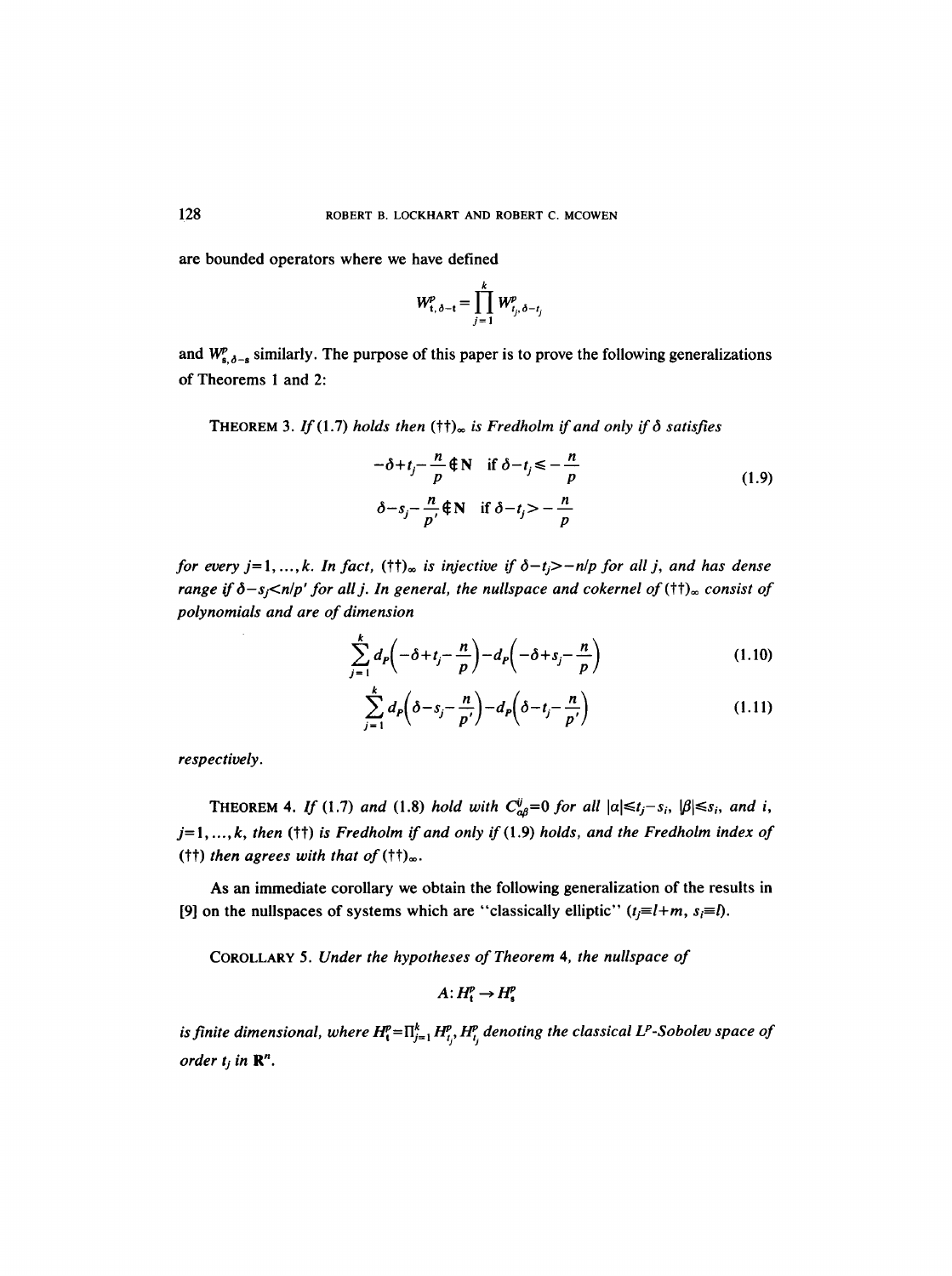are bounded operators where we have defined

$$W^p_{\mathbf{t},\delta-\mathbf{t}} = \prod_{j=1}^{k} W^p_{t_j,\delta-t_j}$$

and $W^p_{\mathbf{s},\delta-\mathbf{s}}$ similarly. The purpose of this paper is to prove the following generalizations of Theorems 1 and 2:

THEOREM 3. *If* (1.7) *holds then* $(\dagger\dagger)_\infty$ *is Fredholm if and only if* $\delta$ *satisfies*

$$\begin{aligned} -\delta+t_j-\frac{n}{p} &\notin \mathbf{N} \quad \text{if } \delta-t_j \leq -\frac{n}{p} \\ \delta-s_j-\frac{n}{p'} &\notin \mathbf{N} \quad \text{if } \delta-t_j > -\frac{n}{p} \end{aligned} \tag{1.9}$$

*for every* $j=1,\dots,k$. *In fact,* $(\dagger\dagger)_\infty$ *is injective if* $\delta-t_j>-n/p$ *for all* $j$, *and has dense range if* $\delta-s_j<n/p'$ *for all* $j$. *In general, the nullspace and cokernel of* $(\dagger\dagger)_\infty$ *consist of polynomials and are of dimension*

$$\sum_{j=1}^{k} d_P\left(-\delta+t_j-\frac{n}{p}\right)-d_P\left(-\delta+s_j-\frac{n}{p}\right) \tag{1.10}$$

$$\sum_{j=1}^{k} d_P\left(\delta-s_j-\frac{n}{p'}\right)-d_P\left(\delta-t_j-\frac{n}{p'}\right) \tag{1.11}$$

*respectively.*

THEOREM 4. *If* (1.7) *and* (1.8) *hold with* $C^{ij}_{\alpha\beta}=0$ *for all* $|\alpha|\leq t_j-s_i$, $|\beta|\leq s_i$, *and* $i$, $j=1,\dots,k$, *then* $(\dagger\dagger)$ *is Fredholm if and only if* (1.9) *holds, and the Fredholm index of* $(\dagger\dagger)$ *then agrees with that of* $(\dagger\dagger)_\infty$.

As an immediate corollary we obtain the following generalization of the results in [9] on the nullspaces of systems which are "classically elliptic" ($t_j\equiv l+m$, $s_i\equiv l$).

COROLLARY 5. *Under the hypotheses of Theorem* 4, *the nullspace of*

$$A\colon H^p_{\mathbf{t}} \to H^p_{\mathbf{s}}$$

*is finite dimensional, where* $H^p_{\mathbf{t}}=\prod_{j=1}^{k} H^p_{t_j}$, $H^p_{t_j}$ *denoting the classical* $L^p$*-Sobolev space of order* $t_j$ *in* $\mathbf{R}^n$.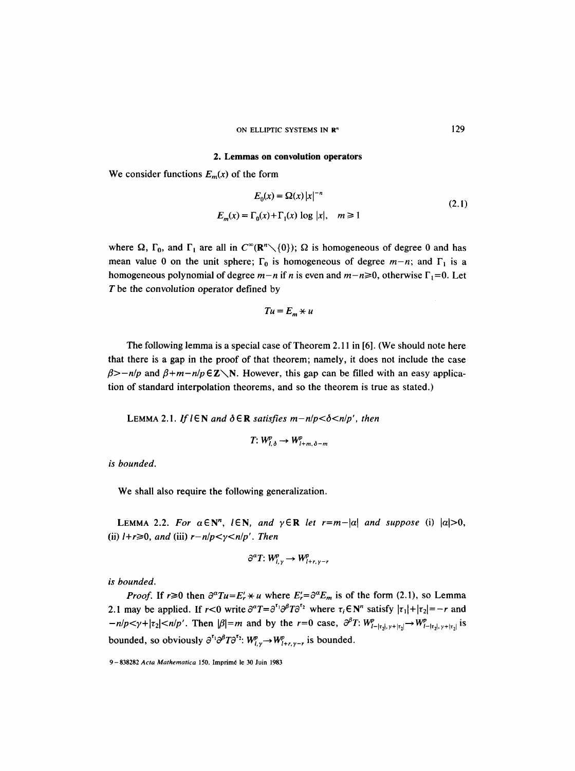## 2. Lemmas on convolution operators

We consider functions $E_m(x)$ of the form

$$
\begin{aligned}
E_0(x) &= \Omega(x)\,|x|^{-n} \\
E_m(x) &= \Gamma_0(x) + \Gamma_1(x)\log|x|, \quad m \geq 1
\end{aligned}
\tag{2.1}
$$

where $\Omega$, $\Gamma_0$, and $\Gamma_1$ are all in $C^\infty(\mathbf{R}^n \setminus \{0\})$; $\Omega$ is homogeneous of degree 0 and has mean value 0 on the unit sphere; $\Gamma_0$ is homogeneous of degree $m-n$; and $\Gamma_1$ is a homogeneous polynomial of degree $m-n$ if $n$ is even and $m-n \geq 0$, otherwise $\Gamma_1 = 0$. Let $T$ be the convolution operator defined by

$$
Tu = E_m * u
$$

The following lemma is a special case of Theorem 2.11 in [6]. (We should note here that there is a gap in the proof of that theorem; namely, it does not include the case $\beta > -n/p$ and $\beta + m - n/p \in \mathbf{Z} \setminus \mathbf{N}$. However, this gap can be filled with an easy application of standard interpolation theorems, and so the theorem is true as stated.)

LEMMA 2.1. *If $l \in \mathbf{N}$ and $\delta \in \mathbf{R}$ satisfies $m - n/p < \delta < n/p'$, then*

$$
T\colon W^p_{l,\delta} \to W^p_{l+m,\delta-m}
$$

*is bounded.*

We shall also require the following generalization.

LEMMA 2.2. *For $\alpha \in \mathbf{N}^n$, $l \in \mathbf{N}$, and $\gamma \in \mathbf{R}$ let $r = m - |\alpha|$ and suppose* (i) $|\alpha| > 0$, (ii) $l + r \geq 0$, *and* (iii) $r - n/p < \gamma < n/p'$. *Then*

$$
\partial^\alpha T\colon W^p_{l,\gamma} \to W^p_{l+r,\gamma-r}
$$

*is bounded.*

*Proof.* If $r \geq 0$ then $\partial^\alpha Tu = E'_r * u$ where $E'_r = \partial^\alpha E_m$ is of the form (2.1), so Lemma 2.1 may be applied. If $r < 0$ write $\partial^\alpha T = \partial^{\tau_1}\partial^\beta T \partial^{\tau_2}$ where $\tau_i \in \mathbf{N}^n$ satisfy $|\tau_1| + |\tau_2| = -r$ and $-n/p < \gamma + |\tau_2| < n/p'$. Then $|\beta| = m$ and by the $r = 0$ case, $\partial^\beta T\colon W^p_{l-|\tau_2|,\gamma+|\tau_2|} \to W^p_{l-|\tau_2|,\gamma+|\tau_2|}$ is bounded, so obviously $\partial^{\tau_1}\partial^\beta T \partial^{\tau_2}\colon W^p_{l,\gamma} \to W^p_{l+r,\gamma-r}$ is bounded.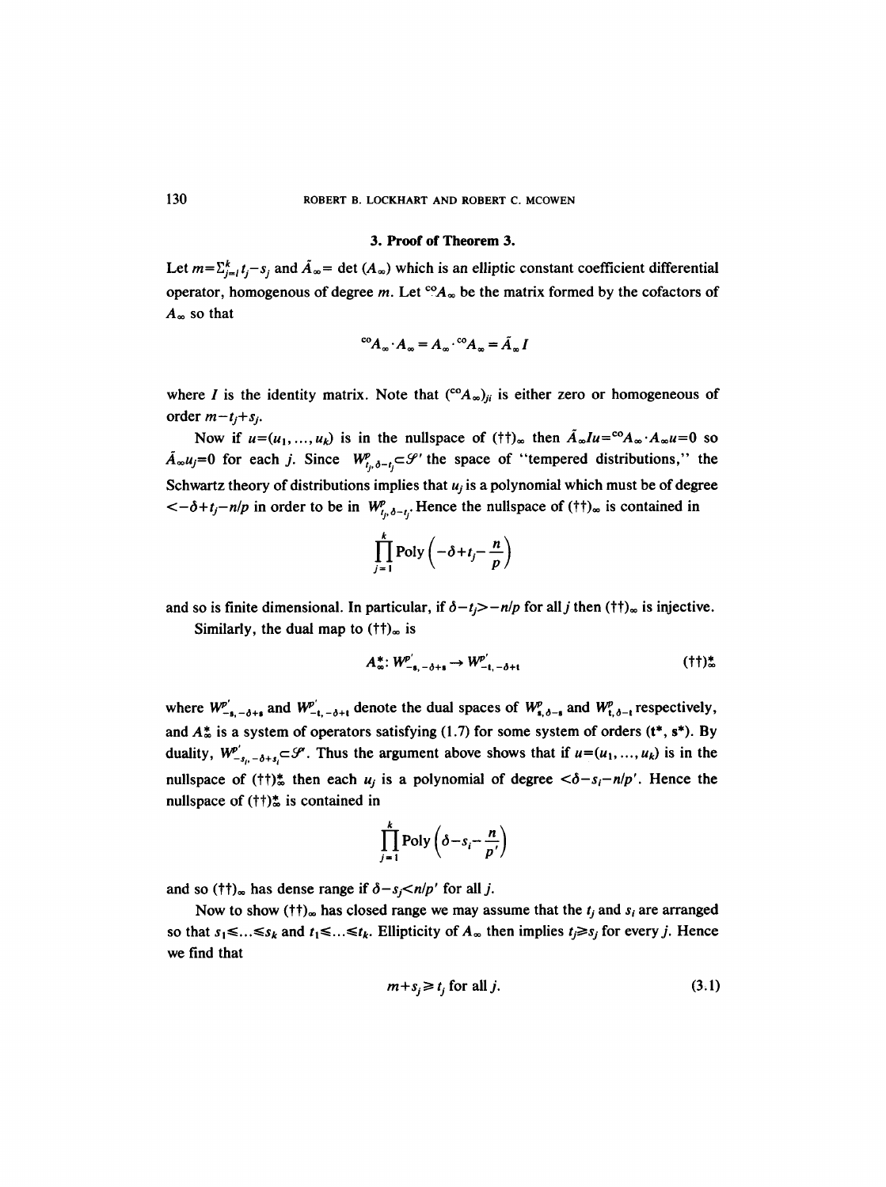### 3. Proof of Theorem 3.

Let $m=\Sigma_{j=l}^{k} t_j-s_j$ and $\tilde{A}_\infty=\det(A_\infty)$ which is an elliptic constant coefficient differential operator, homogenous of degree $m$. Let ${}^{co}A_\infty$ be the matrix formed by the cofactors of $A_\infty$ so that

$$ {}^{co}A_\infty \cdot A_\infty = A_\infty \cdot {}^{co}A_\infty = \tilde{A}_\infty I $$

where $I$ is the identity matrix. Note that $({}^{co}A_\infty)_{ji}$ is either zero or homogeneous of order $m-t_j+s_j$.

Now if $u=(u_1,\ldots,u_k)$ is in the nullspace of $(\dagger\dagger)_\infty$ then $\tilde{A}_\infty I u = {}^{co}A_\infty \cdot A_\infty u = 0$ so $\tilde{A}_\infty u_j = 0$ for each $j$. Since $W^p_{t_j,\delta-t_j}\subset\mathcal{S}'$ the space of "tempered distributions," the Schwartz theory of distributions implies that $u_j$ is a polynomial which must be of degree $<-\delta+t_j-n/p$ in order to be in $W^p_{t_j,\delta-t_j}$. Hence the nullspace of $(\dagger\dagger)_\infty$ is contained in

$$ \prod_{j=1}^{k} \mathrm{Poly}\left(-\delta+t_j-\frac{n}{p}\right) $$

and so is finite dimensional. In particular, if $\delta-t_j>-n/p$ for all $j$ then $(\dagger\dagger)_\infty$ is injective.

Similarly, the dual map to $(\dagger\dagger)_\infty$ is

$$ A^*_\infty\colon W^{p'}_{-\mathbf{s},-\delta+\mathbf{s}} \to W^{p'}_{-\mathbf{t},-\delta+\mathbf{t}} \qquad (\dagger\dagger)^*_\infty $$

where $W^{p'}_{-\mathbf{s},-\delta+\mathbf{s}}$ and $W^{p'}_{-\mathbf{t},-\delta+\mathbf{t}}$ denote the dual spaces of $W^p_{\mathbf{s},\delta-\mathbf{s}}$ and $W^p_{\mathbf{t},\delta-\mathbf{t}}$ respectively, and $A^*_\infty$ is a system of operators satisfying (1.7) for some system of orders $(\mathbf{t}^*,\mathbf{s}^*)$. By duality, $W^{p'}_{-s_j,-\delta+s_j}\subset\mathcal{S}'$. Thus the argument above shows that if $u=(u_1,\ldots,u_k)$ is in the nullspace of $(\dagger\dagger)^*_\infty$ then each $u_j$ is a polynomial of degree $<\delta-s_j-n/p'$. Hence the nullspace of $(\dagger\dagger)^*_\infty$ is contained in

$$ \prod_{j=1}^{k} \mathrm{Poly}\left(\delta-s_j-\frac{n}{p'}\right) $$

and so $(\dagger\dagger)_\infty$ has dense range if $\delta-s_j<n/p'$ for all $j$.

Now to show $(\dagger\dagger)_\infty$ has closed range we may assume that the $t_j$ and $s_j$ are arranged so that $s_1\leq\ldots\leq s_k$ and $t_1\leq\ldots\leq t_k$. Ellipticity of $A_\infty$ then implies $t_j\geq s_j$ for every $j$. Hence we find that

$$ m+s_j\geq t_j \text{ for all } j. \tag{3.1} $$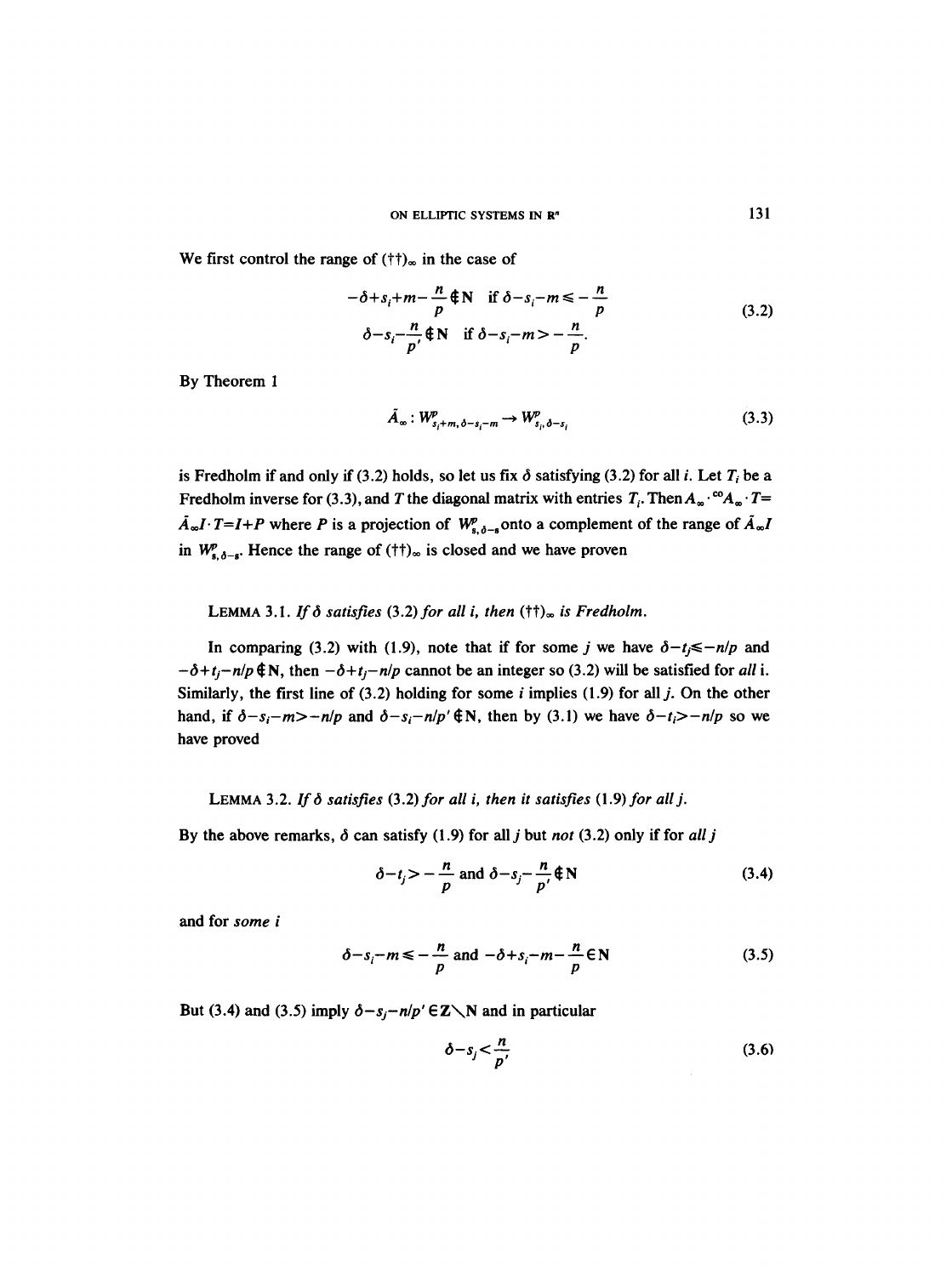We first control the range of $(\dagger\dagger)_\infty$ in the case of

$$
\begin{aligned}
&-\delta+s_i+m-\frac{n}{p}\notin \mathbf{N} \quad \text{if } \delta-s_i-m\leqslant -\frac{n}{p} \\
&\delta-s_i-\frac{n}{p'}\notin \mathbf{N} \quad \text{if } \delta-s_i-m> -\frac{n}{p}.
\end{aligned}
\tag{3.2}
$$

By Theorem 1

$$
\tilde{A}_\infty : W^p_{s_i+m,\,\delta-s_i-m} \rightarrow W^p_{s_i,\,\delta-s_i}
\tag{3.3}
$$

is Fredholm if and only if (3.2) holds, so let us fix $\delta$ satisfying (3.2) for all $i$. Let $T_i$ be a Fredholm inverse for (3.3), and $T$ the diagonal matrix with entries $T_i$. Then $A_\infty \cdot {}^{co}A_\infty \cdot T = \tilde{A}_\infty I \cdot T = I + P$ where $P$ is a projection of $W^p_{s,\delta-s}$ onto a complement of the range of $\tilde{A}_\infty I$ in $W^p_{s,\delta-s}$. Hence the range of $(\dagger\dagger)_\infty$ is closed and we have proven

LEMMA 3.1. *If $\delta$ satisfies* (3.2) *for all $i$, then $(\dagger\dagger)_\infty$ is Fredholm.*

In comparing (3.2) with (1.9), note that if for some $j$ we have $\delta-t_j\leqslant -n/p$ and $-\delta+t_j-n/p\notin \mathbf{N}$, then $-\delta+t_j-n/p$ cannot be an integer so (3.2) will be satisfied for *all* i. Similarly, the first line of (3.2) holding for some $i$ implies (1.9) for all $j$. On the other hand, if $\delta-s_i-m>-n/p$ and $\delta-s_i-n/p'\notin\mathbf{N}$, then by (3.1) we have $\delta-t_i>-n/p$ so we have proved

LEMMA 3.2. *If $\delta$ satisfies* (3.2) *for all $i$, then it satisfies* (1.9) *for all $j$.*

By the above remarks, $\delta$ can satisfy (1.9) for all $j$ but *not* (3.2) only if for *all* $j$

$$
\delta-t_j> -\frac{n}{p} \text{ and } \delta-s_j-\frac{n}{p'}\notin \mathbf{N}
\tag{3.4}
$$

and for *some* $i$

$$
\delta-s_i-m\leqslant -\frac{n}{p} \text{ and } -\delta+s_i-m-\frac{n}{p}\in \mathbf{N}
\tag{3.5}
$$

But (3.4) and (3.5) imply $\delta-s_j-n/p'\in \mathbf{Z}\setminus\mathbf{N}$ and in particular

$$
\delta-s_j<\frac{n}{p'}
\tag{3.6}
$$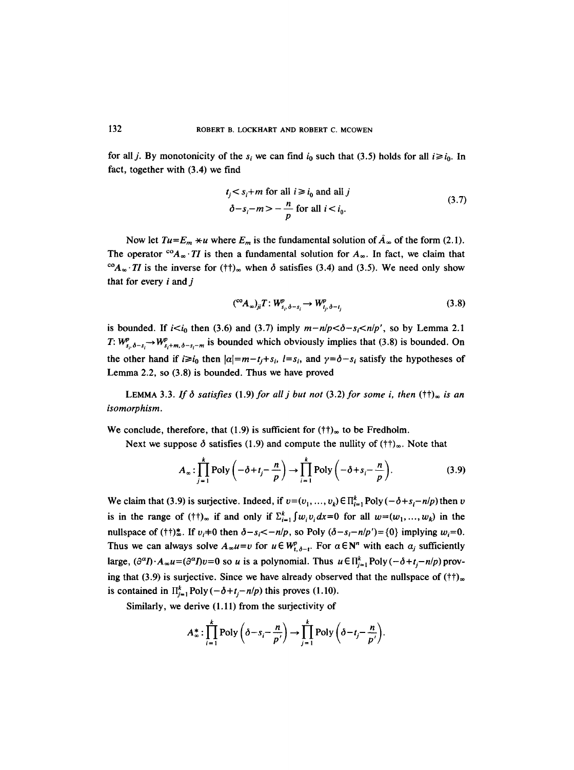for all $j$. By monotonicity of the $s_i$ we can find $i_0$ such that (3.5) holds for all $i \geq i_0$. In fact, together with (3.4) we find

$$
\begin{aligned}
& t_j < s_i + m \text{ for all } i \geq i_0 \text{ and all } j \\
& \delta - s_i - m > -\frac{n}{p} \text{ for all } i < i_0.
\end{aligned} \tag{3.7}
$$

Now let $Tu = E_m * u$ where $E_m$ is the fundamental solution of $\tilde{A}_\infty$ of the form (2.1). The operator ${}^{co}A_\infty \cdot TI$ is then a fundamental solution for $A_\infty$. In fact, we claim that ${}^{co}A_\infty \cdot TI$ is the inverse for $(\dagger\dagger)_\infty$ when $\delta$ satisfies (3.4) and (3.5). We need only show that for every $i$ and $j$

$$
({}^{co}A_\infty)_{ji} T : W^p_{s_i, \delta - s_i} \to W^p_{t_j, \delta - t_j} \tag{3.8}
$$

is bounded. If $i < i_0$ then (3.6) and (3.7) imply $m - n/p < \delta - s_i < n/p'$, so by Lemma 2.1 $T: W^p_{s_i, \delta - s_i} \to W^p_{s_i + m, \delta - s_i - m}$ is bounded which obviously implies that (3.8) is bounded. On the other hand if $i \geq i_0$ then $|\alpha| = m - t_j + s_i$, $l = s_i$, and $\gamma = \delta - s_i$ satisfy the hypotheses of Lemma 2.2, so (3.8) is bounded. Thus we have proved

LEMMA 3.3. *If $\delta$ satisfies (1.9) for all $j$ but not (3.2) for some $i$, then $(\dagger\dagger)_\infty$ is an isomorphism.*

We conclude, therefore, that (1.9) is sufficient for $(\dagger\dagger)_\infty$ to be Fredholm.

Next we suppose $\delta$ satisfies (1.9) and compute the nullity of $(\dagger\dagger)_\infty$. Note that

$$
A_\infty : \prod_{j=1}^{k} \text{Poly}\left(-\delta + t_j - \frac{n}{p}\right) \to \prod_{i=1}^{k} \text{Poly}\left(-\delta + s_i - \frac{n}{p}\right). \tag{3.9}
$$

We claim that (3.9) is surjective. Indeed, if $v = (v_1, \ldots, v_k) \in \Pi_{i=1}^k \text{Poly}(-\delta + s_i - n/p)$ then $v$ is in the range of $(\dagger\dagger)_\infty$ if and only if $\Sigma_{i=1}^k \int w_i v_i \, dx = 0$ for all $w = (w_1, \ldots, w_k)$ in the nullspace of $(\dagger\dagger)^*_\infty$. If $v_i \neq 0$ then $\delta - s_i < -n/p$, so Poly $(\delta - s_i - n/p') = \{0\}$ implying $w_i = 0$. Thus we can always solve $A_\infty u = v$ for $u \in W^p_{t, \delta - t}$. For $\alpha \in \mathbf{N}^n$ with each $\alpha_j$ sufficiently large, $(\partial^\alpha I) \cdot A_\infty u = (\partial^\alpha I) v = 0$ so $u$ is a polynomial. Thus $u \in \Pi_{j=1}^k \text{Poly}(-\delta + t_j - n/p)$ proving that (3.9) is surjective. Since we have already observed that the nullspace of $(\dagger\dagger)_\infty$ is contained in $\Pi_{j=1}^k \text{Poly}(-\delta + t_j - n/p)$ this proves (1.10).

Similarly, we derive (1.11) from the surjectivity of

$$
A^*_\infty : \prod_{i=1}^{k} \text{Poly}\left(\delta - s_i - \frac{n}{p'}\right) \to \prod_{j=1}^{k} \text{Poly}\left(\delta - t_j - \frac{n}{p'}\right).
$$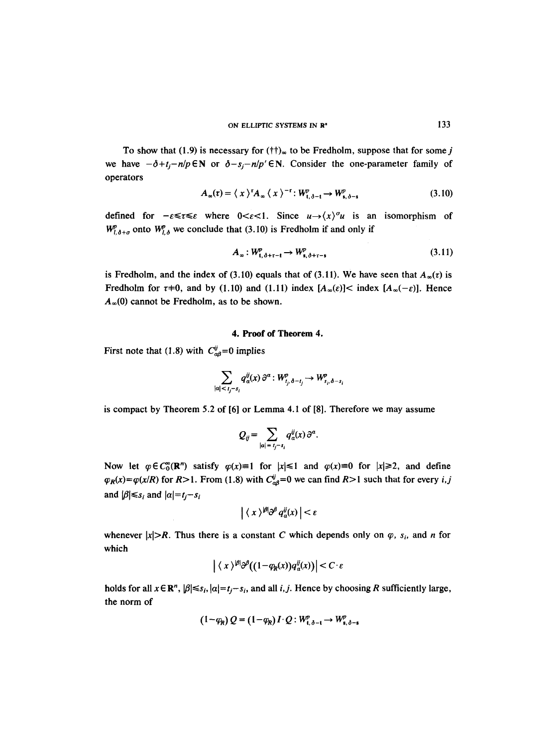To show that (1.9) is necessary for $(\dagger\dagger)_\infty$ to be Fredholm, suppose that for some $j$ we have $-\delta+t_j-n/p\in\mathbf{N}$ or $\delta-s_j-n/p'\in\mathbf{N}$. Consider the one-parameter family of operators

$$A_\infty(\tau)=\langle x\rangle^\tau A_\infty\langle x\rangle^{-\tau}: W^p_{\mathbf{t},\delta-\mathbf{t}}\to W^p_{\mathbf{s},\delta-\mathbf{s}} \tag{3.10}$$

defined for $-\varepsilon\leq\tau\leq\varepsilon$ where $0<\varepsilon<1$. Since $u\to\langle x\rangle^\sigma u$ is an isomorphism of $W^p_{l,\delta+\sigma}$ onto $W^p_{l,\delta}$ we conclude that (3.10) is Fredholm if and only if

$$A_\infty: W^p_{\mathbf{t},\delta+\tau-\mathbf{t}}\to W^p_{\mathbf{s},\delta+\tau-\mathbf{s}} \tag{3.11}$$

is Fredholm, and the index of (3.10) equals that of (3.11). We have seen that $A_\infty(\tau)$ is Fredholm for $\tau\neq 0$, and by (1.10) and (1.11) index $[A_\infty(\varepsilon)]<$ index $[A_\infty(-\varepsilon)]$. Hence $A_\infty(0)$ cannot be Fredholm, as to be shown.

## 4. Proof of Theorem 4.

First note that (1.8) with $C^{ij}_{\alpha\beta}=0$ implies

$$\sum_{|\alpha|<t_j-s_i} q^{ij}_\alpha(x)\,\partial^\alpha: W^p_{t_j,\delta-t_j}\to W^p_{s_i,\delta-s_i}$$

is compact by Theorem 5.2 of [6] or Lemma 4.1 of [8]. Therefore we may assume

$$Q_{ij}=\sum_{|\alpha|=t_j-s_i} q^{ij}_\alpha(x)\,\partial^\alpha.$$

Now let $\varphi\in C_0^\infty(\mathbf{R}^n)$ satisfy $\varphi(x)\equiv 1$ for $|x|\leq 1$ and $\varphi(x)\equiv 0$ for $|x|\geq 2$, and define $\varphi_R(x)=\varphi(x/R)$ for $R>1$. From (1.8) with $C^{ij}_{\alpha\beta}=0$ we can find $R>1$ such that for every $i,j$ and $|\beta|\leq s_i$ and $|\alpha|=t_j-s_i$

$$\left|\langle x\rangle^{|\beta|}\partial^\beta q^{ij}_\alpha(x)\right|<\varepsilon$$

whenever $|x|>R$. Thus there is a constant $C$ which depends only on $\varphi$, $s_i$, and $n$ for which

$$\left|\langle x\rangle^{|\beta|}\partial^\beta((1-\varphi_R(x))q^{ij}_\alpha(x))\right|<C\cdot\varepsilon$$

holds for all $x\in\mathbf{R}^n$, $|\beta|\leq s_i$, $|\alpha|=t_j-s_i$, and all $i,j$. Hence by choosing $R$ sufficiently large, the norm of

$$(1-\varphi_R)\,Q=(1-\varphi_R)\,I\cdot Q: W^p_{\mathbf{t},\delta-\mathbf{t}}\to W^p_{\mathbf{s},\delta-\mathbf{s}}$$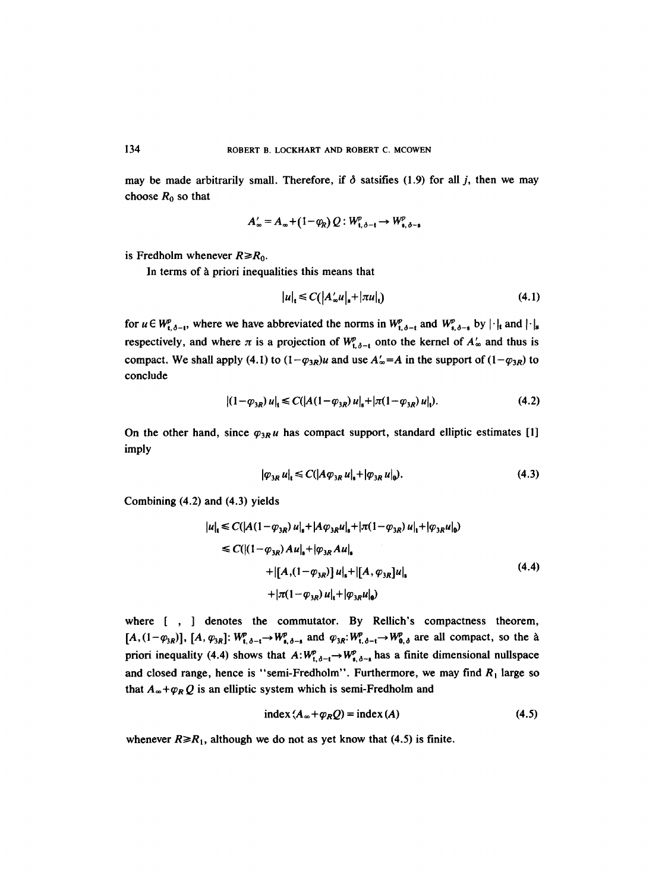may be made arbitrarily small. Therefore, if $\delta$ satsifies (1.9) for all $j$, then we may choose $R_0$ so that

$$A'_\infty = A_\infty + (1-\varphi_R)\, Q : W^p_{t,\delta-t} \to W^p_{s,\delta-s}$$

is Fredholm whenever $R \geq R_0$.

In terms of à priori inequalities this means that

$$|u|_t \leq C(|A'_\infty u|_s + |\pi u|_t) \tag{4.1}$$

for $u \in W^p_{t,\delta-t}$, where we have abbreviated the norms in $W^p_{t,\delta-t}$ and $W^p_{s,\delta-s}$ by $|\cdot|_t$ and $|\cdot|_s$ respectively, and where $\pi$ is a projection of $W^p_{t,\delta-t}$ onto the kernel of $A'_\infty$ and thus is compact. We shall apply (4.1) to $(1-\varphi_{3R})u$ and use $A'_\infty = A$ in the support of $(1-\varphi_{3R})$ to conclude

$$|(1-\varphi_{3R})\, u|_t \leq C(|A(1-\varphi_{3R})\, u|_s + |\pi(1-\varphi_{3R})\, u|_t). \tag{4.2}$$

On the other hand, since $\varphi_{3R}\, u$ has compact support, standard elliptic estimates [1] imply

$$|\varphi_{3R}\, u|_t \leq C(|A\varphi_{3R}\, u|_s + |\varphi_{3R}\, u|_0). \tag{4.3}$$

Combining (4.2) and (4.3) yields

$$\begin{aligned}
|u|_t &\leq C(|A(1-\varphi_{3R})\, u|_s + |A\varphi_{3R} u|_s + |\pi(1-\varphi_{3R})\, u|_t + |\varphi_{3R} u|_0) \\
&\leq C(|(1-\varphi_{3R})\, Au|_s + |\varphi_{3R}\, Au|_s \\
&\qquad + |[A,(1-\varphi_{3R})]\, u|_s + |[A, \varphi_{3R}] u|_s \\
&\qquad + |\pi(1-\varphi_{3R})\, u|_t + |\varphi_{3R} u|_0)
\end{aligned} \tag{4.4}$$

where [ , ] denotes the commutator. By Rellich's compactness theorem, $[A,(1-\varphi_{3R})]$, $[A, \varphi_{3R}]$: $W^p_{t,\delta-t} \to W^p_{s,\delta-s}$ and $\varphi_{3R}: W^p_{t,\delta-t} \to W^p_{0,\delta}$ are all compact, so the à priori inequality (4.4) shows that $A: W^p_{t,\delta-t} \to W^p_{s,\delta-s}$ has a finite dimensional nullspace and closed range, hence is "semi-Fredholm". Furthermore, we may find $R_1$ large so that $A_\infty + \varphi_R Q$ is an elliptic system which is semi-Fredholm and

$$\operatorname{index}(A_\infty + \varphi_R Q) = \operatorname{index}(A) \tag{4.5}$$

whenever $R \geq R_1$, although we do not as yet know that (4.5) is finite.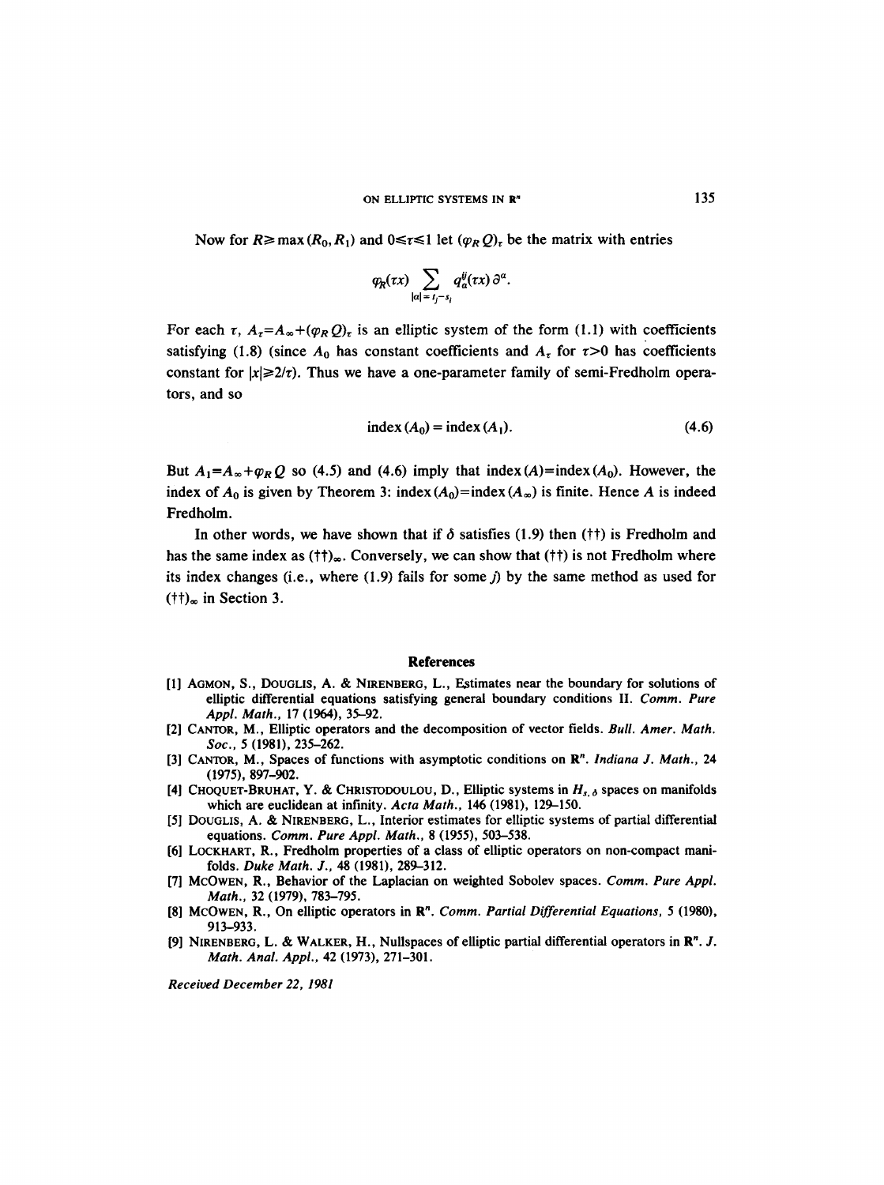Now for $R \geq \max(R_0, R_1)$ and $0 \leq \tau \leq 1$ let $(\varphi_R Q)_\tau$ be the matrix with entries

$$\varphi_R(\tau x) \sum_{|\alpha| = t_j - s_i} q_\alpha^{ij}(\tau x) \partial^\alpha.$$

For each $\tau$, $A_\tau = A_\infty + (\varphi_R Q)_\tau$ is an elliptic system of the form (1.1) with coefficients satisfying (1.8) (since $A_0$ has constant coefficients and $A_\tau$ for $\tau > 0$ has coefficients constant for $|x| \geq 2/\tau$). Thus we have a one-parameter family of semi-Fredholm operators, and so

$$\text{index}(A_0) = \text{index}(A_1). \tag{4.6}$$

But $A_1 = A_\infty + \varphi_R Q$ so (4.5) and (4.6) imply that $\text{index}(A) = \text{index}(A_0)$. However, the index of $A_0$ is given by Theorem 3: $\text{index}(A_0) = \text{index}(A_\infty)$ is finite. Hence $A$ is indeed Fredholm.

In other words, we have shown that if $\delta$ satisfies (1.9) then (††) is Fredholm and has the same index as $(\dagger\dagger)_\infty$. Conversely, we can show that (††) is not Fredholm where its index changes (i.e., where (1.9) fails for some $j$) by the same method as used for $(\dagger\dagger)_\infty$ in Section 3.

## References

[1] Agmon, S., Douglis, A. & Nirenberg, L., Estimates near the boundary for solutions of elliptic differential equations satisfying general boundary conditions II. *Comm. Pure Appl. Math.*, 17 (1964), 35–92.

[2] Cantor, M., Elliptic operators and the decomposition of vector fields. *Bull. Amer. Math. Soc.*, 5 (1981), 235–262.

[3] Cantor, M., Spaces of functions with asymptotic conditions on $\mathbf{R}^n$. *Indiana J. Math.*, 24 (1975), 897–902.

[4] Choquet-Bruhat, Y. & Christodoulou, D., Elliptic systems in $H_{s,\delta}$ spaces on manifolds which are euclidean at infinity. *Acta Math.*, 146 (1981), 129–150.

[5] Douglis, A. & Nirenberg, L., Interior estimates for elliptic systems of partial differential equations. *Comm. Pure Appl. Math.*, 8 (1955), 503–538.

[6] Lockhart, R., Fredholm properties of a class of elliptic operators on non-compact manifolds. *Duke Math. J.*, 48 (1981), 289–312.

[7] McOwen, R., Behavior of the Laplacian on weighted Sobolev spaces. *Comm. Pure Appl. Math.*, 32 (1979), 783–795.

[8] McOwen, R., On elliptic operators in $\mathbf{R}^n$. *Comm. Partial Differential Equations*, 5 (1980), 913–933.

[9] Nirenberg, L. & Walker, H., Nullspaces of elliptic partial differential operators in $\mathbf{R}^n$. *J. Math. Anal. Appl.*, 42 (1973), 271–301.

*Received December 22, 1981*